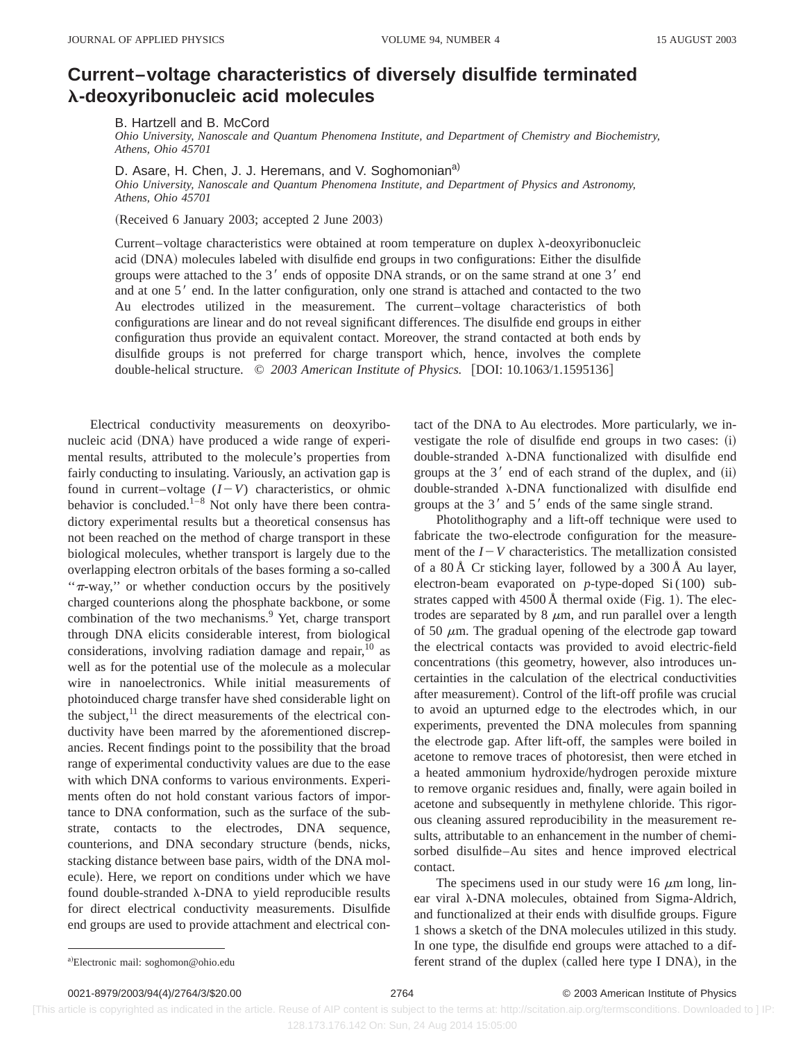# Current–voltage characteristics of diversely disulfide terminated λ-deoxyribonucleic acid molecules

B. Hartzell and B. McCord

*Ohio University, Nanoscale and Quantum Phenomena Institute, and Department of Chemistry and Biochemistry, Athens, Ohio 45701*

D. Asare, H. Chen, J. J. Heremans, and V. Soghomonian[a)]

*Ohio University, Nanoscale and Quantum Phenomena Institute, and Department of Physics and Astronomy, Athens, Ohio 45701*

(Received 6 January 2003; accepted 2 June 2003)

Current–voltage characteristics were obtained at room temperature on duplex λ-deoxyribonucleic acid (DNA) molecules labeled with disulfide end groups in two configurations: Either the disulfide groups were attached to the 3′ ends of opposite DNA strands, or on the same strand at one 3′ end and at one 5′ end. In the latter configuration, only one strand is attached and contacted to the two Au electrodes utilized in the measurement. The current–voltage characteristics of both configurations are linear and do not reveal significant differences. The disulfide end groups in either configuration thus provide an equivalent contact. Moreover, the strand contacted at both ends by disulfide groups is not preferred for charge transport which, hence, involves the complete double-helical structure. © *2003 American Institute of Physics.* [DOI: 10.1063/1.1595136]

Electrical conductivity measurements on deoxyribonucleic acid (DNA) have produced a wide range of experimental results, attributed to the molecule's properties from fairly conducting to insulating. Variously, an activation gap is found in current–voltage ($I-V$) characteristics, or ohmic behavior is concluded.[1–8] Not only have there been contradictory experimental results but a theoretical consensus has not been reached on the method of charge transport in these biological molecules, whether transport is largely due to the overlapping electron orbitals of the bases forming a so-called "π-way," or whether conduction occurs by the positively charged counterions along the phosphate backbone, or some combination of the two mechanisms.[9] Yet, charge transport through DNA elicits considerable interest, from biological considerations, involving radiation damage and repair,[10] as well as for the potential use of the molecule as a molecular wire in nanoelectronics. While initial measurements of photoinduced charge transfer have shed considerable light on the subject,[11] the direct measurements of the electrical conductivity have been marred by the aforementioned discrepancies. Recent findings point to the possibility that the broad range of experimental conductivity values are due to the ease with which DNA conforms to various environments. Experiments often do not hold constant various factors of importance to DNA conformation, such as the surface of the substrate, contacts to the electrodes, DNA sequence, counterions, and DNA secondary structure (bends, nicks, stacking distance between base pairs, width of the DNA molecule). Here, we report on conditions under which we have found double-stranded λ-DNA to yield reproducible results for direct electrical conductivity measurements. Disulfide end groups are used to provide attachment and electrical contact of the DNA to Au electrodes. More particularly, we investigate the role of disulfide end groups in two cases: (i) double-stranded λ-DNA functionalized with disulfide end groups at the 3′ end of each strand of the duplex, and (ii) double-stranded λ-DNA functionalized with disulfide end groups at the 3′ and 5′ ends of the same single strand.

Photolithography and a lift-off technique were used to fabricate the two-electrode configuration for the measurement of the $I-V$ characteristics. The metallization consisted of a 80 Å Cr sticking layer, followed by a 300 Å Au layer, electron-beam evaporated on *p*-type-doped Si(100) substrates capped with 4500 Å thermal oxide (Fig. 1). The electrodes are separated by 8 μm, and run parallel over a length of 50 μm. The gradual opening of the electrode gap toward the electrical contacts was provided to avoid electric-field concentrations (this geometry, however, also introduces uncertainties in the calculation of the electrical conductivities after measurement). Control of the lift-off profile was crucial to avoid an upturned edge to the electrodes which, in our experiments, prevented the DNA molecules from spanning the electrode gap. After lift-off, the samples were boiled in acetone to remove traces of photoresist, then were etched in a heated ammonium hydroxide/hydrogen peroxide mixture to remove organic residues and, finally, were again boiled in acetone and subsequently in methylene chloride. This rigorous cleaning assured reproducibility in the measurement results, attributable to an enhancement in the number of chemisorbed disulfide–Au sites and hence improved electrical contact.

The specimens used in our study were 16 μm long, linear viral λ-DNA molecules, obtained from Sigma-Aldrich, and functionalized at their ends with disulfide groups. Figure 1 shows a sketch of the DNA molecules utilized in this study. In one type, the disulfide end groups were attached to a different strand of the duplex (called here type I DNA), in the

[a)]Electronic mail: soghomon@ohio.edu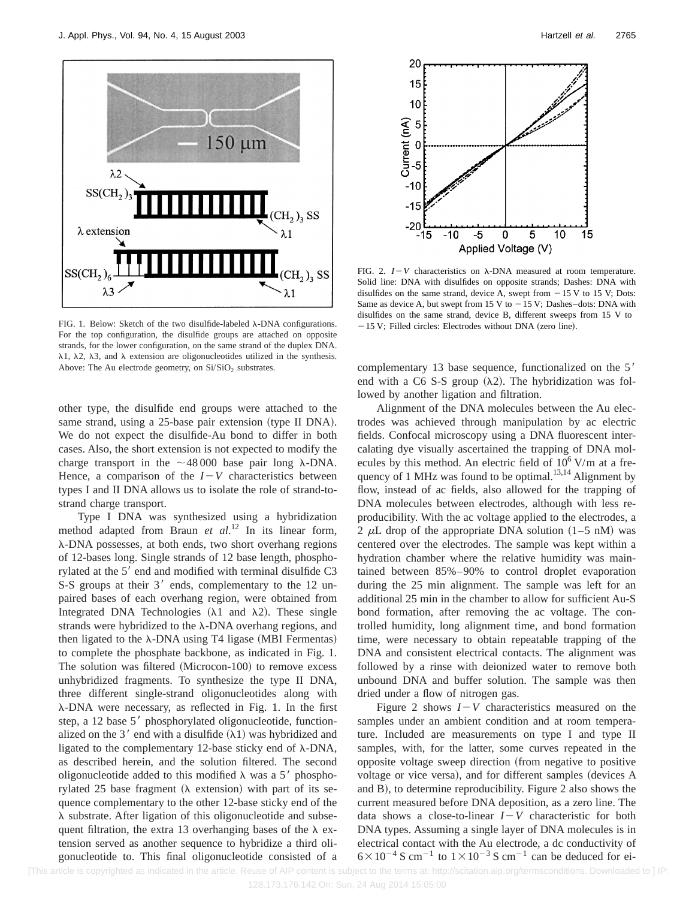FIG. 1. Below: Sketch of the two disulfide-labeled λ-DNA configurations. For the top configuration, the disulfide groups are attached on opposite strands, for the lower configuration, on the same strand of the duplex DNA. λ1, λ2, λ3, and λ extension are oligonucleotides utilized in the synthesis. Above: The Au electrode geometry, on $Si/SiO_2$ substrates.

FIG. 2. $I-V$ characteristics on λ-DNA measured at room temperature. Solid line: DNA with disulfides on opposite strands; Dashes: DNA with disulfides on the same strand, device A, swept from −15 V to 15 V; Dots: Same as device A, but swept from 15 V to −15 V; Dashes–dots: DNA with disulfides on the same strand, device B, different sweeps from 15 V to −15 V; Filled circles: Electrodes without DNA (zero line).

other type, the disulfide end groups were attached to the same strand, using a 25-base pair extension (type II DNA). We do not expect the disulfide-Au bond to differ in both cases. Also, the short extension is not expected to modify the charge transport in the ~48 000 base pair long λ-DNA. Hence, a comparison of the $I-V$ characteristics between types I and II DNA allows us to isolate the role of strand-to-strand charge transport.

Type I DNA was synthesized using a hybridization method adapted from Braun *et al.*[12] In its linear form, λ-DNA possesses, at both ends, two short overhang regions of 12-bases long. Single strands of 12 base length, phosphorylated at the 5′ end and modified with terminal disulfide C3 S-S groups at their 3′ ends, complementary to the 12 unpaired bases of each overhang region, were obtained from Integrated DNA Technologies (λ1 and λ2). These single strands were hybridized to the λ-DNA overhang regions, and then ligated to the λ-DNA using T4 ligase (MBI Fermentas) to complete the phosphate backbone, as indicated in Fig. 1. The solution was filtered (Microcon-100) to remove excess unhybridized fragments. To synthesize the type II DNA, three different single-strand oligonucleotides along with λ-DNA were necessary, as reflected in Fig. 1. In the first step, a 12 base 5′ phosphorylated oligonucleotide, functionalized on the 3′ end with a disulfide (λ1) was hybridized and ligated to the complementary 12-base sticky end of λ-DNA, as described herein, and the solution filtered. The second oligonucleotide added to this modified λ was a 5′ phosphorylated 25 base fragment (λ extension) with part of its sequence complementary to the other 12-base sticky end of the λ substrate. After ligation of this oligonucleotide and subsequent filtration, the extra 13 overhanging bases of the λ extension served as another sequence to hybridize a third oligonucleotide to. This final oligonucleotide consisted of a complementary 13 base sequence, functionalized on the 5′ end with a C6 S-S group (λ2). The hybridization was followed by another ligation and filtration.

Alignment of the DNA molecules between the Au electrodes was achieved through manipulation by ac electric fields. Confocal microscopy using a DNA fluorescent intercalating dye visually ascertained the trapping of DNA molecules by this method. An electric field of $10^6$ V/m at a frequency of 1 MHz was found to be optimal.[13,14] Alignment by flow, instead of ac fields, also allowed for the trapping of DNA molecules between electrodes, although with less reproducibility. With the ac voltage applied to the electrodes, a 2 $\mu$L drop of the appropriate DNA solution (1–5 nM) was centered over the electrodes. The sample was kept within a hydration chamber where the relative humidity was maintained between 85%–90% to control droplet evaporation during the 25 min alignment. The sample was left for an additional 25 min in the chamber to allow for sufficient Au-S bond formation, after removing the ac voltage. The controlled humidity, long alignment time, and bond formation time, were necessary to obtain repeatable trapping of the DNA and consistent electrical contacts. The alignment was followed by a rinse with deionized water to remove both unbound DNA and buffer solution. The sample was then dried under a flow of nitrogen gas.

Figure 2 shows $I-V$ characteristics measured on the samples under an ambient condition and at room temperature. Included are measurements on type I and type II samples, with, for the latter, some curves repeated in the opposite voltage sweep direction (from negative to positive voltage or vice versa), and for different samples (devices A and B), to determine reproducibility. Figure 2 also shows the current measured before DNA deposition, as a zero line. The data shows a close-to-linear $I-V$ characteristic for both DNA types. Assuming a single layer of DNA molecules is in electrical contact with the Au electrode, a dc conductivity of $6\times10^{-4}$ S cm$^{-1}$ to $1\times10^{-3}$ S cm$^{-1}$ can be deduced for ei-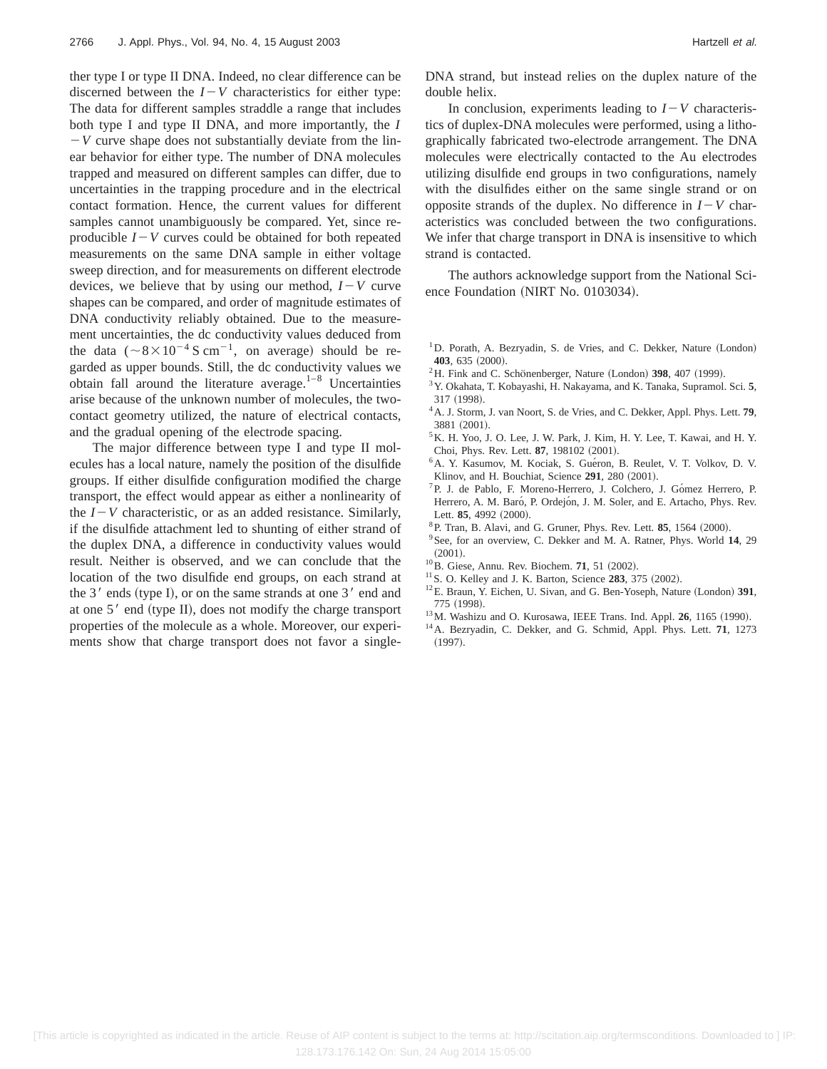ther type I or type II DNA. Indeed, no clear difference can be discerned between the $I-V$ characteristics for either type: The data for different samples straddle a range that includes both type I and type II DNA, and more importantly, the $I-V$ curve shape does not substantially deviate from the linear behavior for either type. The number of DNA molecules trapped and measured on different samples can differ, due to uncertainties in the trapping procedure and in the electrical contact formation. Hence, the current values for different samples cannot unambiguously be compared. Yet, since reproducible $I-V$ curves could be obtained for both repeated measurements on the same DNA sample in either voltage sweep direction, and for measurements on different electrode devices, we believe that by using our method, $I-V$ curve shapes can be compared, and order of magnitude estimates of DNA conductivity reliably obtained. Due to the measurement uncertainties, the dc conductivity values deduced from the data ($\sim 8\times10^{-4}\,\mathrm{S\,cm^{-1}}$, on average) should be regarded as upper bounds. Still, the dc conductivity values we obtain fall around the literature average.[1–8] Uncertainties arise because of the unknown number of molecules, the two-contact geometry utilized, the nature of electrical contacts, and the gradual opening of the electrode spacing.

The major difference between type I and type II molecules has a local nature, namely the position of the disulfide groups. If either disulfide configuration modified the charge transport, the effect would appear as either a nonlinearity of the $I-V$ characteristic, or as an added resistance. Similarly, if the disulfide attachment led to shunting of either strand of the duplex DNA, a difference in conductivity values would result. Neither is observed, and we can conclude that the location of the two disulfide end groups, on each strand at the 3′ ends (type I), or on the same strands at one 3′ end and at one 5′ end (type II), does not modify the charge transport properties of the molecule as a whole. Moreover, our experiments show that charge transport does not favor a single-DNA strand, but instead relies on the duplex nature of the double helix.

In conclusion, experiments leading to $I-V$ characteristics of duplex-DNA molecules were performed, using a lithographically fabricated two-electrode arrangement. The DNA molecules were electrically contacted to the Au electrodes utilizing disulfide end groups in two configurations, namely with the disulfides either on the same single strand or on opposite strands of the duplex. No difference in $I-V$ characteristics was concluded between the two configurations. We infer that charge transport in DNA is insensitive to which strand is contacted.

The authors acknowledge support from the National Science Foundation (NIRT No. 0103034).

[1] D. Porath, A. Bezryadin, S. de Vries, and C. Dekker, Nature (London) **403**, 635 (2000).
[2] H. Fink and C. Schönenberger, Nature (London) **398**, 407 (1999).
[3] Y. Okahata, T. Kobayashi, H. Nakayama, and K. Tanaka, Supramol. Sci. **5**, 317 (1998).
[4] A. J. Storm, J. van Noort, S. de Vries, and C. Dekker, Appl. Phys. Lett. **79**, 3881 (2001).
[5] K. H. Yoo, J. O. Lee, J. W. Park, J. Kim, H. Y. Lee, T. Kawai, and H. Y. Choi, Phys. Rev. Lett. **87**, 198102 (2001).
[6] A. Y. Kasumov, M. Kociak, S. Guéron, B. Reulet, V. T. Volkov, D. V. Klinov, and H. Bouchiat, Science **291**, 280 (2001).
[7] P. J. de Pablo, F. Moreno-Herrero, J. Colchero, J. Gómez Herrero, P. Herrero, A. M. Baró, P. Ordejón, J. M. Soler, and E. Artacho, Phys. Rev. Lett. **85**, 4992 (2000).
[8] P. Tran, B. Alavi, and G. Gruner, Phys. Rev. Lett. **85**, 1564 (2000).
[9] See, for an overview, C. Dekker and M. A. Ratner, Phys. World **14**, 29 (2001).
[10] B. Giese, Annu. Rev. Biochem. **71**, 51 (2002).
[11] S. O. Kelley and J. K. Barton, Science **283**, 375 (2002).
[12] E. Braun, Y. Eichen, U. Sivan, and G. Ben-Yoseph, Nature (London) **391**, 775 (1998).
[13] M. Washizu and O. Kurosawa, IEEE Trans. Ind. Appl. **26**, 1165 (1990).
[14] A. Bezryadin, C. Dekker, and G. Schmid, Appl. Phys. Lett. **71**, 1273 (1997).